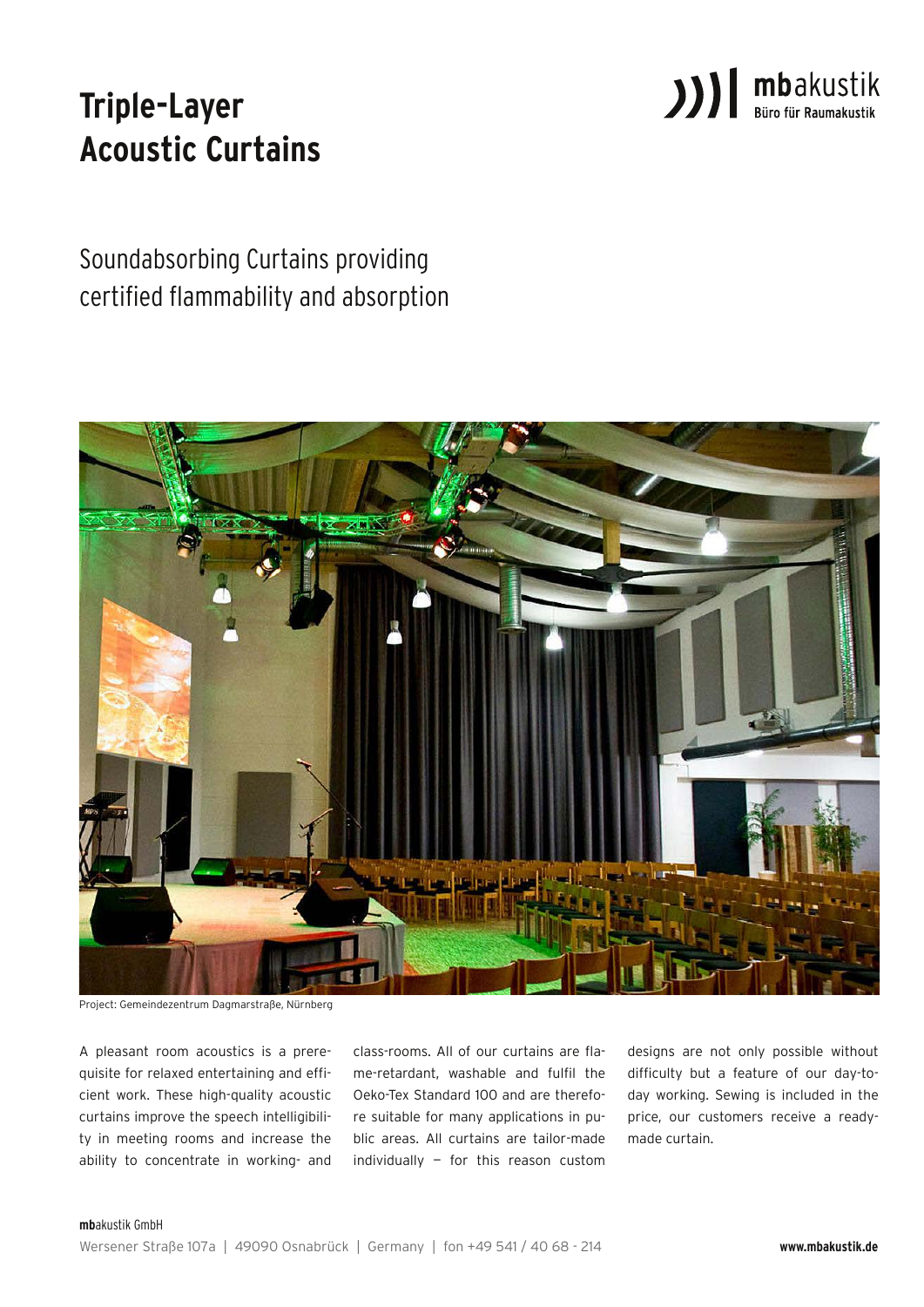# Triple-Layer Acoustic Curtains

**mb**akustik
Büro für Raumakustik

## Soundabsorbing Curtains providing certified flammability and absorption

Project: Gemeindezentrum Dagmarstraße, Nürnberg

A pleasant room acoustics is a prerequisite for relaxed entertaining and efficient work. These high-quality acoustic curtains improve the speech intelligibility in meeting rooms and increase the ability to concentrate in working- and class-rooms. All of our curtains are flame-retardant, washable and fulfil the Oeko-Tex Standard 100 and are therefore suitable for many applications in public areas. All curtains are tailor-made individually – for this reason custom designs are not only possible without difficulty but a feature of our day-to-day working. Sewing is included in the price, our customers receive a ready-made curtain.

**mb**akustik GmbH
Wersener Straße 107a | 49090 Osnabrück | Germany | fon +49 541 / 40 68 - 214 **www.mbakustik.de**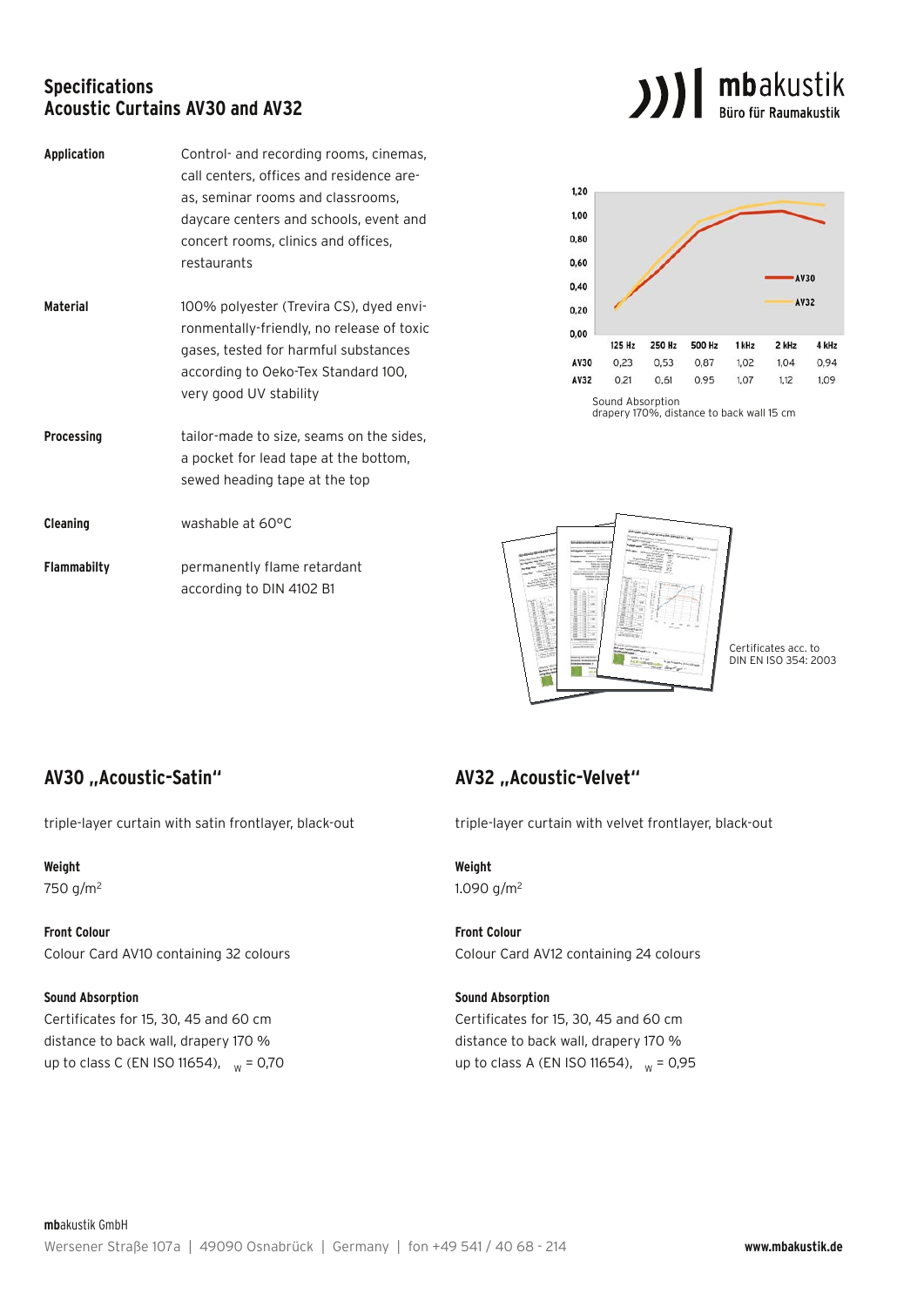## Specifications
## Acoustic Curtains AV30 and AV32

mbakustik
Büro für Raumakustik

| | |
|---|---|
| **Application** | Control- and recording rooms, cinemas, call centers, offices and residence areas, seminar rooms and classrooms, daycare centers and schools, event and concert rooms, clinics and offices, restaurants |
| **Material** | 100% polyester (Trevira CS), dyed environmentally-friendly, no release of toxic gases, tested for harmful substances according to Oeko-Tex Standard 100, very good UV stability |
| **Processing** | tailor-made to size, seams on the sides, a pocket for lead tape at the bottom, sewed heading tape at the top |
| **Cleaning** | washable at 60°C |
| **Flammabilty** | permanently flame retardant according to DIN 4102 B1 |

1,20
1,00
0,80
0,60
0,40
0,20
0,00

AV30
AV32

| | 125 Hz | 250 Hz | 500 Hz | 1 kHz | 2 kHz | 4 kHz |
|---|---|---|---|---|---|---|
| AV30 | 0,23 | 0,53 | 0,87 | 1,02 | 1,04 | 0,94 |
| AV32 | 0,21 | 0,61 | 0,95 | 1,07 | 1,12 | 1,09 |

Sound Absorption
drapery 170%, distance to back wall 15 cm

Certificates acc. to DIN EN ISO 354: 2003

## AV30 „Acoustic-Satin“

triple-layer curtain with satin frontlayer, black-out

**Weight**
750 g/m$^2$

**Front Colour**
Colour Card AV10 containing 32 colours

**Sound Absorption**
Certificates for 15, 30, 45 and 60 cm distance to back wall, drapery 170 %
up to class C (EN ISO 11654), $\alpha_w$ = 0,70

## AV32 „Acoustic-Velvet“

triple-layer curtain with velvet frontlayer, black-out

**Weight**
1.090 g/m$^2$

**Front Colour**
Colour Card AV12 containing 24 colours

**Sound Absorption**
Certificates for 15, 30, 45 and 60 cm distance to back wall, drapery 170 %
up to class A (EN ISO 11654), $\alpha_w$ = 0,95

**mb**akustik GmbH
Wersener Straße 107a | 49090 Osnabrück | Germany | fon +49 541 / 40 68 - 214
**www.mbakustik.de**